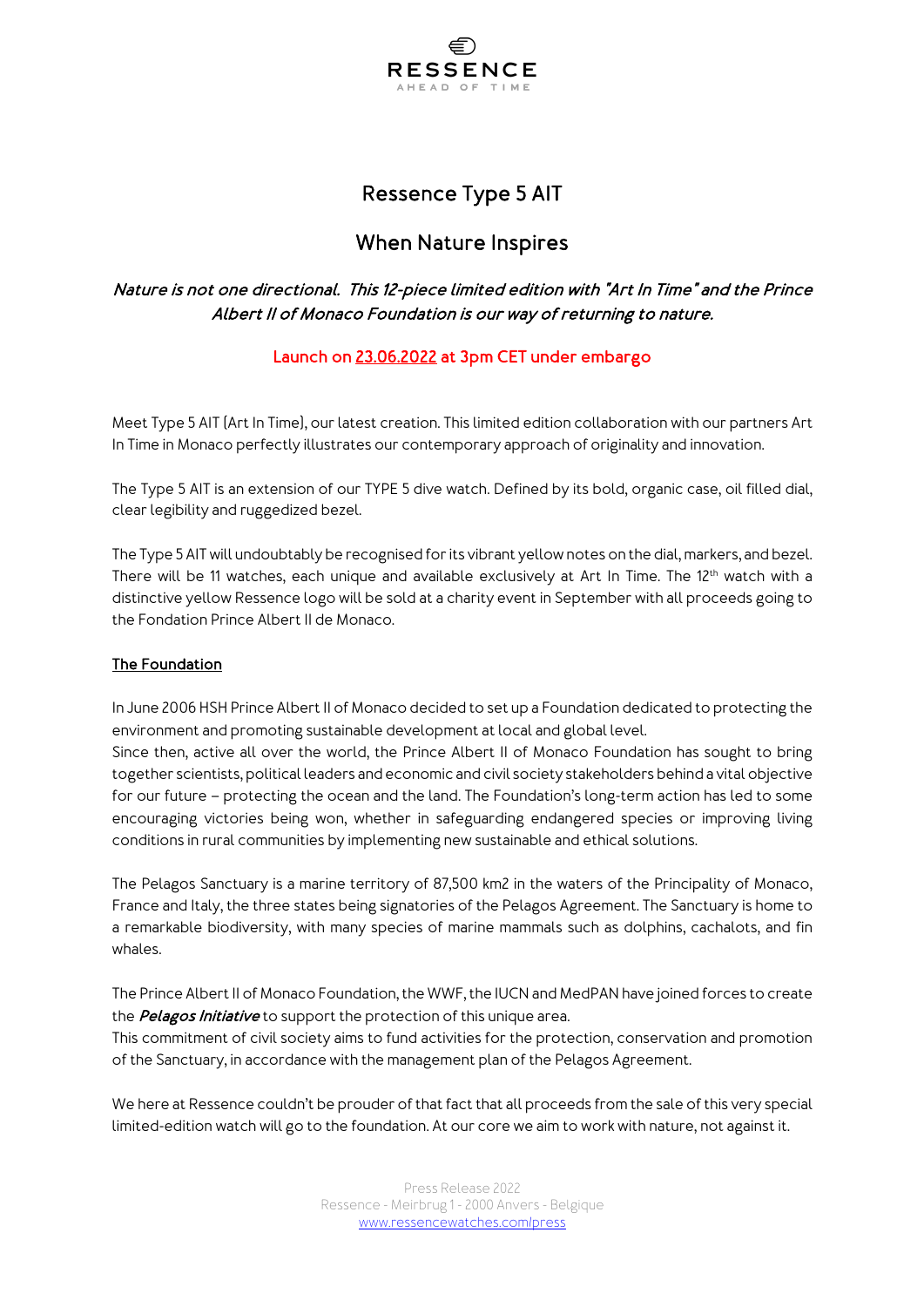RESSENCE
AHEAD OF TIME

# Ressence Type 5 AIT

## When Nature Inspires

***Nature is not one directional. This 12-piece limited edition with "Art In Time" and the Prince Albert II of Monaco Foundation is our way of returning to nature.***

Launch on 23.06.2022 at 3pm CET under embargo

Meet Type 5 AIT (Art In Time), our latest creation. This limited edition collaboration with our partners Art In Time in Monaco perfectly illustrates our contemporary approach of originality and innovation.

The Type 5 AIT is an extension of our TYPE 5 dive watch. Defined by its bold, organic case, oil filled dial, clear legibility and ruggedized bezel.

The Type 5 AIT will undoubtably be recognised for its vibrant yellow notes on the dial, markers, and bezel. There will be 11 watches, each unique and available exclusively at Art In Time. The 12th watch with a distinctive yellow Ressence logo will be sold at a charity event in September with all proceeds going to the Fondation Prince Albert II de Monaco.

### The Foundation

In June 2006 HSH Prince Albert II of Monaco decided to set up a Foundation dedicated to protecting the environment and promoting sustainable development at local and global level.
Since then, active all over the world, the Prince Albert II of Monaco Foundation has sought to bring together scientists, political leaders and economic and civil society stakeholders behind a vital objective for our future – protecting the ocean and the land. The Foundation's long-term action has led to some encouraging victories being won, whether in safeguarding endangered species or improving living conditions in rural communities by implementing new sustainable and ethical solutions.

The Pelagos Sanctuary is a marine territory of 87,500 km2 in the waters of the Principality of Monaco, France and Italy, the three states being signatories of the Pelagos Agreement. The Sanctuary is home to a remarkable biodiversity, with many species of marine mammals such as dolphins, cachalots, and fin whales.

The Prince Albert II of Monaco Foundation, the WWF, the IUCN and MedPAN have joined forces to create the ***Pelagos Initiative*** to support the protection of this unique area.
This commitment of civil society aims to fund activities for the protection, conservation and promotion of the Sanctuary, in accordance with the management plan of the Pelagos Agreement.

We here at Ressence couldn't be prouder of that fact that all proceeds from the sale of this very special limited-edition watch will go to the foundation. At our core we aim to work with nature, not against it.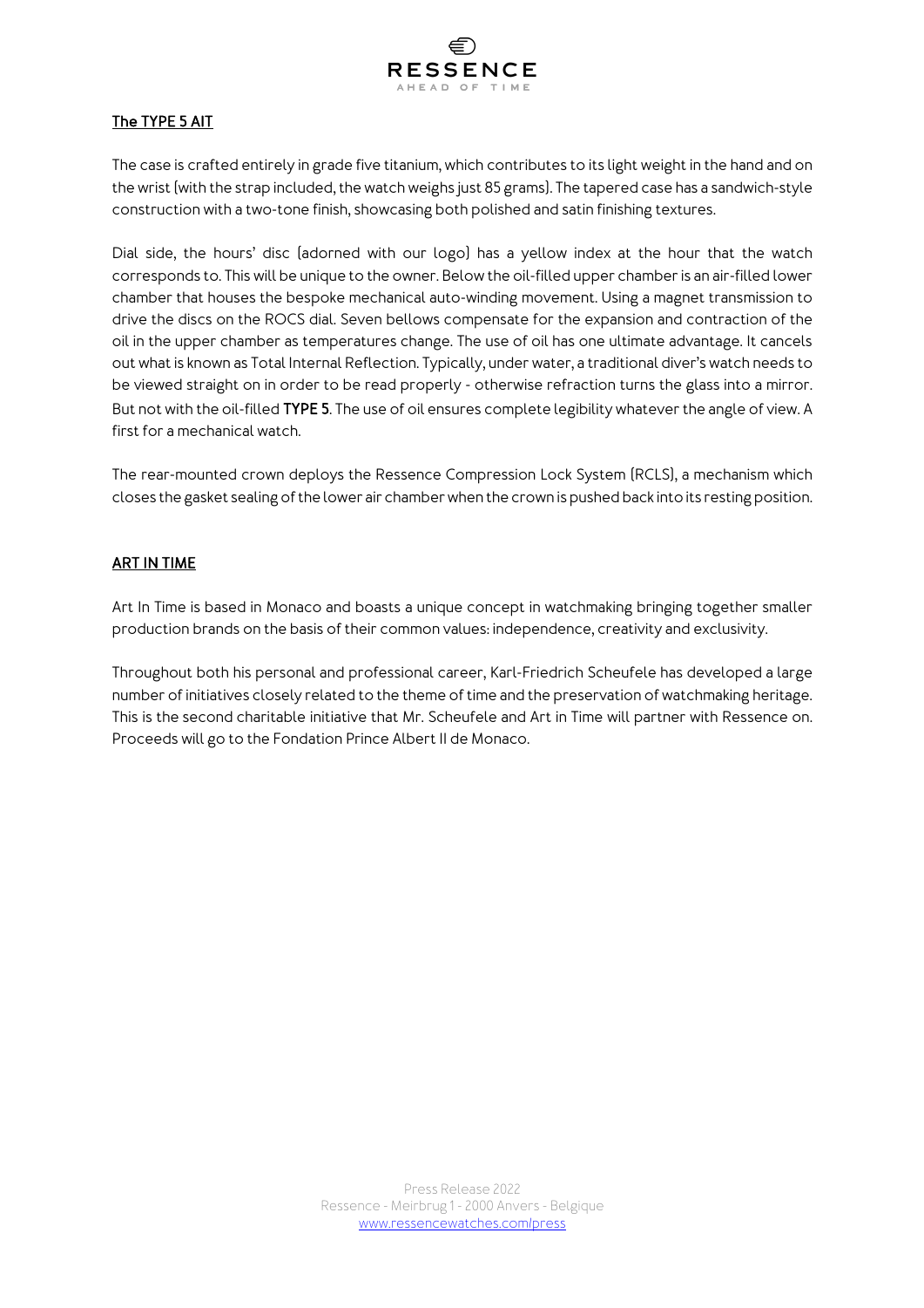## The TYPE 5 AIT

The case is crafted entirely in grade five titanium, which contributes to its light weight in the hand and on the wrist (with the strap included, the watch weighs just 85 grams). The tapered case has a sandwich-style construction with a two-tone finish, showcasing both polished and satin finishing textures.

Dial side, the hours' disc (adorned with our logo) has a yellow index at the hour that the watch corresponds to. This will be unique to the owner. Below the oil-filled upper chamber is an air-filled lower chamber that houses the bespoke mechanical auto-winding movement. Using a magnet transmission to drive the discs on the ROCS dial. Seven bellows compensate for the expansion and contraction of the oil in the upper chamber as temperatures change. The use of oil has one ultimate advantage. It cancels out what is known as Total Internal Reflection. Typically, under water, a traditional diver's watch needs to be viewed straight on in order to be read properly - otherwise refraction turns the glass into a mirror. But not with the oil-filled **TYPE 5**. The use of oil ensures complete legibility whatever the angle of view. A first for a mechanical watch.

The rear-mounted crown deploys the Ressence Compression Lock System (RCLS), a mechanism which closes the gasket sealing of the lower air chamber when the crown is pushed back into its resting position.

## ART IN TIME

Art In Time is based in Monaco and boasts a unique concept in watchmaking bringing together smaller production brands on the basis of their common values: independence, creativity and exclusivity.

Throughout both his personal and professional career, Karl-Friedrich Scheufele has developed a large number of initiatives closely related to the theme of time and the preservation of watchmaking heritage. This is the second charitable initiative that Mr. Scheufele and Art in Time will partner with Ressence on. Proceeds will go to the Fondation Prince Albert II de Monaco.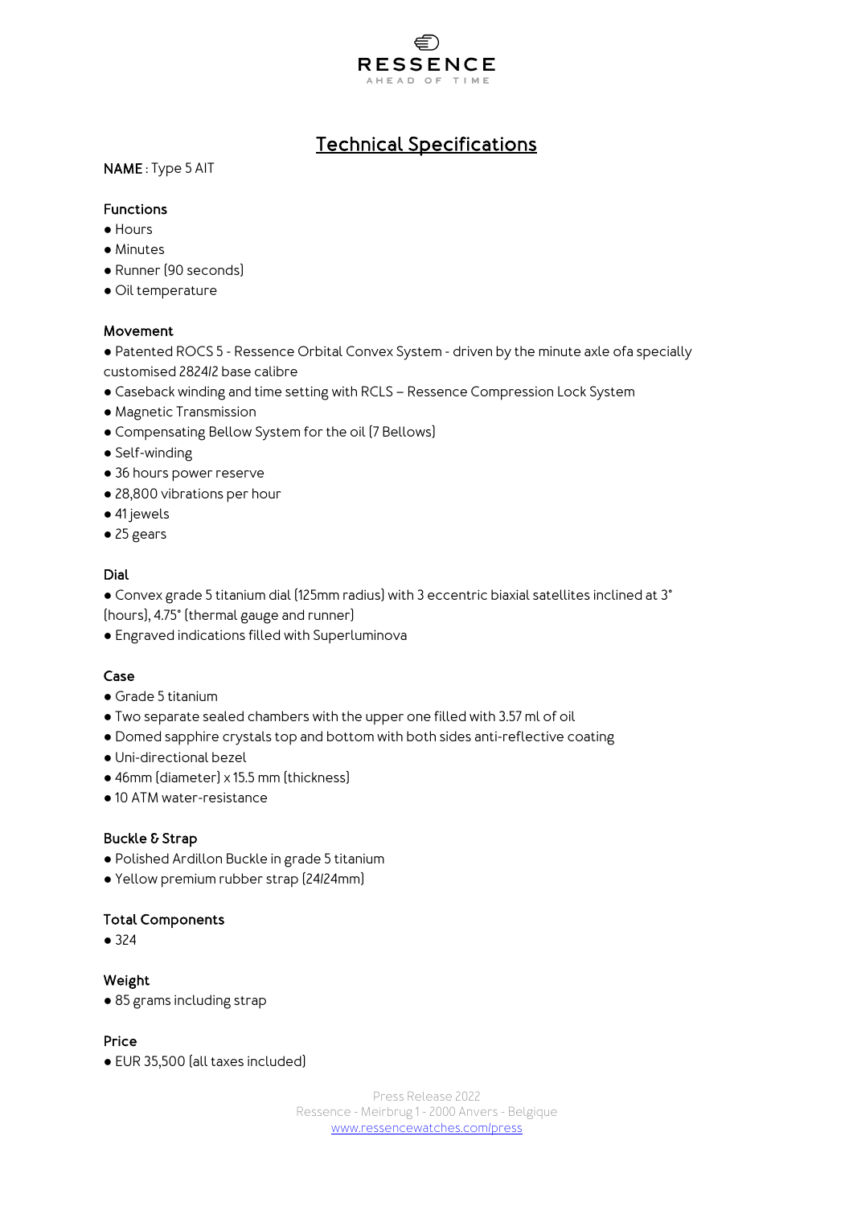# Technical Specifications

**NAME** : Type 5 AIT

## Functions

- Hours
- Minutes
- Runner (90 seconds)
- Oil temperature

## Movement

- Patented ROCS 5 - Ressence Orbital Convex System - driven by the minute axle ofa specially customised 2824/2 base calibre
- Caseback winding and time setting with RCLS – Ressence Compression Lock System
- Magnetic Transmission
- Compensating Bellow System for the oil (7 Bellows)
- Self-winding
- 36 hours power reserve
- 28,800 vibrations per hour
- 41 jewels
- 25 gears

## Dial

- Convex grade 5 titanium dial (125mm radius) with 3 eccentric biaxial satellites inclined at 3° (hours), 4.75° (thermal gauge and runner)
- Engraved indications filled with Superluminova

## Case

- Grade 5 titanium
- Two separate sealed chambers with the upper one filled with 3.57 ml of oil
- Domed sapphire crystals top and bottom with both sides anti-reflective coating
- Uni-directional bezel
- 46mm (diameter) x 15.5 mm (thickness)
- 10 ATM water-resistance

## Buckle & Strap

- Polished Ardillon Buckle in grade 5 titanium
- Yellow premium rubber strap (24/24mm)

## Total Components

- 324

## Weight

- 85 grams including strap

## Price

- EUR 35,500 (all taxes included)

Press Release 2022
Ressence - Meirbrug 1 - 2000 Anvers - Belgique
www.ressencewatches.com/press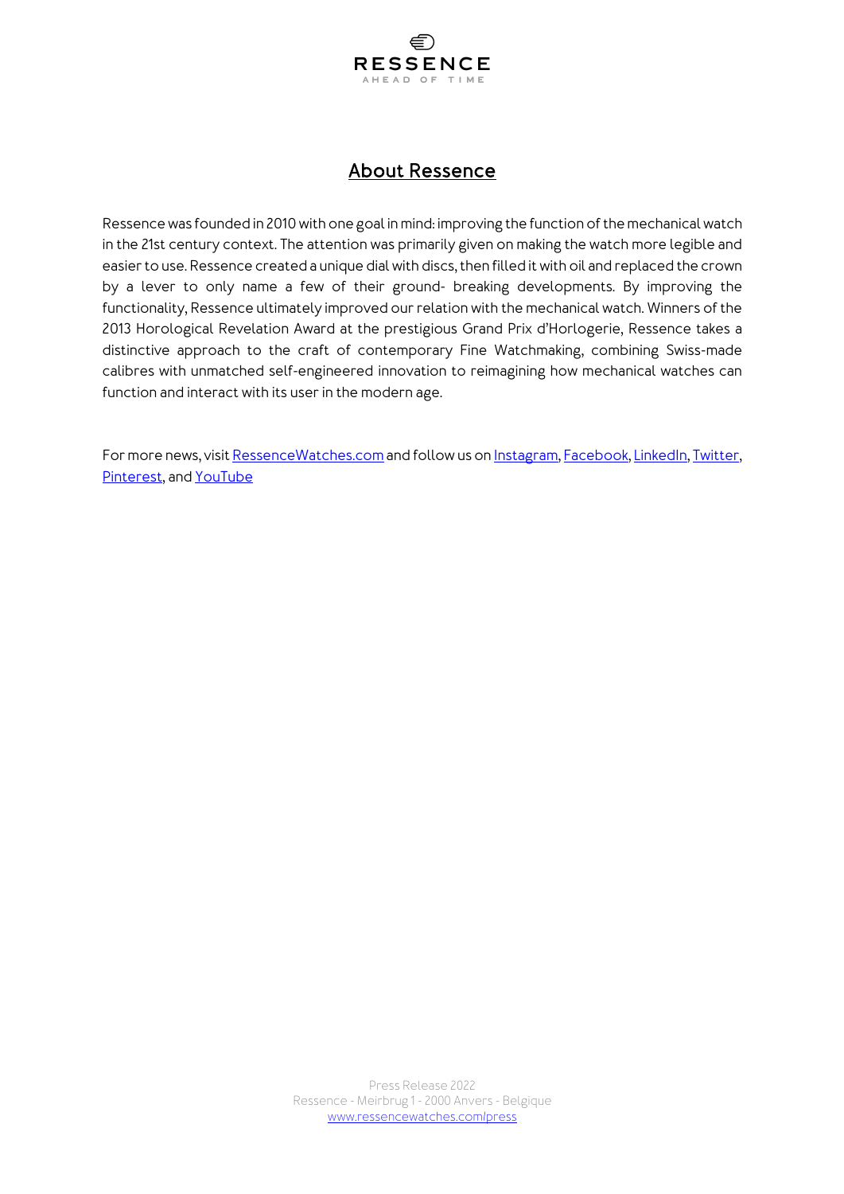## About Ressence

Ressence was founded in 2010 with one goal in mind: improving the function of the mechanical watch in the 21st century context. The attention was primarily given on making the watch more legible and easier to use. Ressence created a unique dial with discs, then filled it with oil and replaced the crown by a lever to only name a few of their ground- breaking developments. By improving the functionality, Ressence ultimately improved our relation with the mechanical watch. Winners of the 2013 Horological Revelation Award at the prestigious Grand Prix d'Horlogerie, Ressence takes a distinctive approach to the craft of contemporary Fine Watchmaking, combining Swiss-made calibres with unmatched self-engineered innovation to reimagining how mechanical watches can function and interact with its user in the modern age.

For more news, visit RessenceWatches.com and follow us on Instagram, Facebook, LinkedIn, Twitter, Pinterest, and YouTube